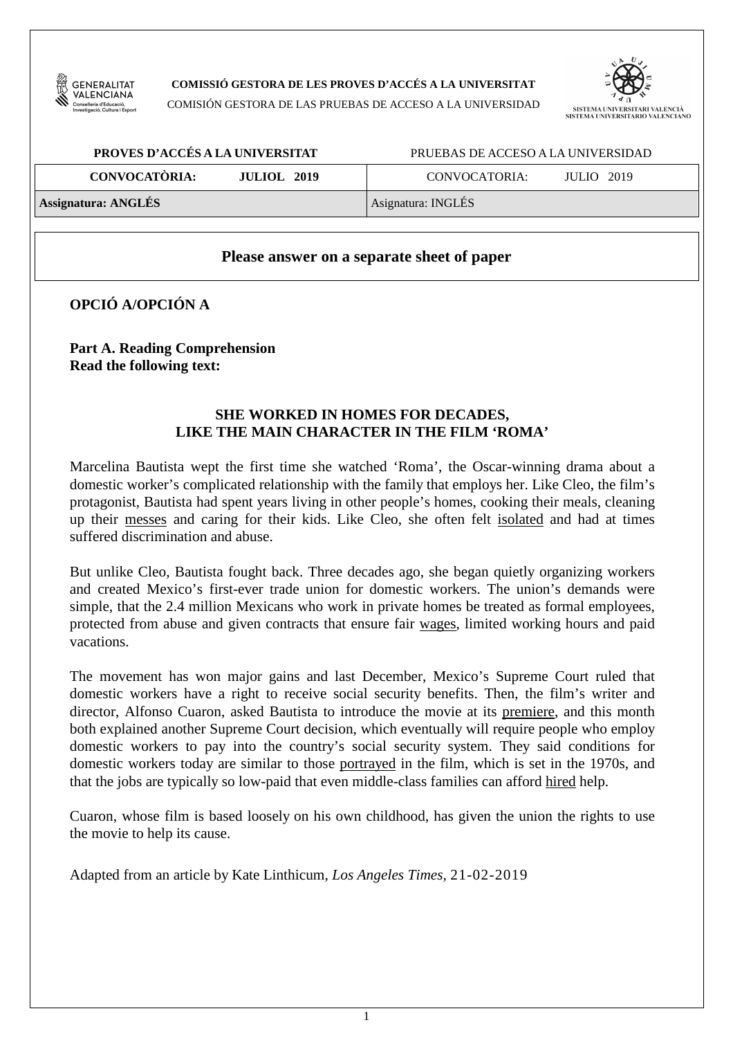**COMISSIÓ GESTORA DE LES PROVES D'ACCÉS A LA UNIVERSITAT**
COMISIÓN GESTORA DE LAS PRUEBAS DE ACCESO A LA UNIVERSIDAD

| **PROVES D'ACCÉS A LA UNIVERSITAT** | PRUEBAS DE ACCESO A LA UNIVERSIDAD |
|---|---|
| **CONVOCATÒRIA: JULIOL 2019** | CONVOCATORIA: JULIO 2019 |
| **Assignatura: ANGLÉS** | Asignatura: INGLÉS |

**Please answer on a separate sheet of paper**

## OPCIÓ A/OPCIÓN A

**Part A. Reading Comprehension**
**Read the following text:**

### SHE WORKED IN HOMES FOR DECADES, LIKE THE MAIN CHARACTER IN THE FILM 'ROMA'

Marcelina Bautista wept the first time she watched 'Roma', the Oscar-winning drama about a domestic worker's complicated relationship with the family that employs her. Like Cleo, the film's protagonist, Bautista had spent years living in other people's homes, cooking their meals, cleaning up their <u>messes</u> and caring for their kids. Like Cleo, she often felt <u>isolated</u> and had at times suffered discrimination and abuse.

But unlike Cleo, Bautista fought back. Three decades ago, she began quietly organizing workers and created Mexico's first-ever trade union for domestic workers. The union's demands were simple, that the 2.4 million Mexicans who work in private homes be treated as formal employees, protected from abuse and given contracts that ensure fair <u>wages</u>, limited working hours and paid vacations.

The movement has won major gains and last December, Mexico's Supreme Court ruled that domestic workers have a right to receive social security benefits. Then, the film's writer and director, Alfonso Cuaron, asked Bautista to introduce the movie at its <u>premiere</u>, and this month both explained another Supreme Court decision, which eventually will require people who employ domestic workers to pay into the country's social security system. They said conditions for domestic workers today are similar to those <u>portrayed</u> in the film, which is set in the 1970s, and that the jobs are typically so low-paid that even middle-class families can afford <u>hired</u> help.

Cuaron, whose film is based loosely on his own childhood, has given the union the rights to use the movie to help its cause.

Adapted from an article by Kate Linthicum, *Los Angeles Times,* 21-02-2019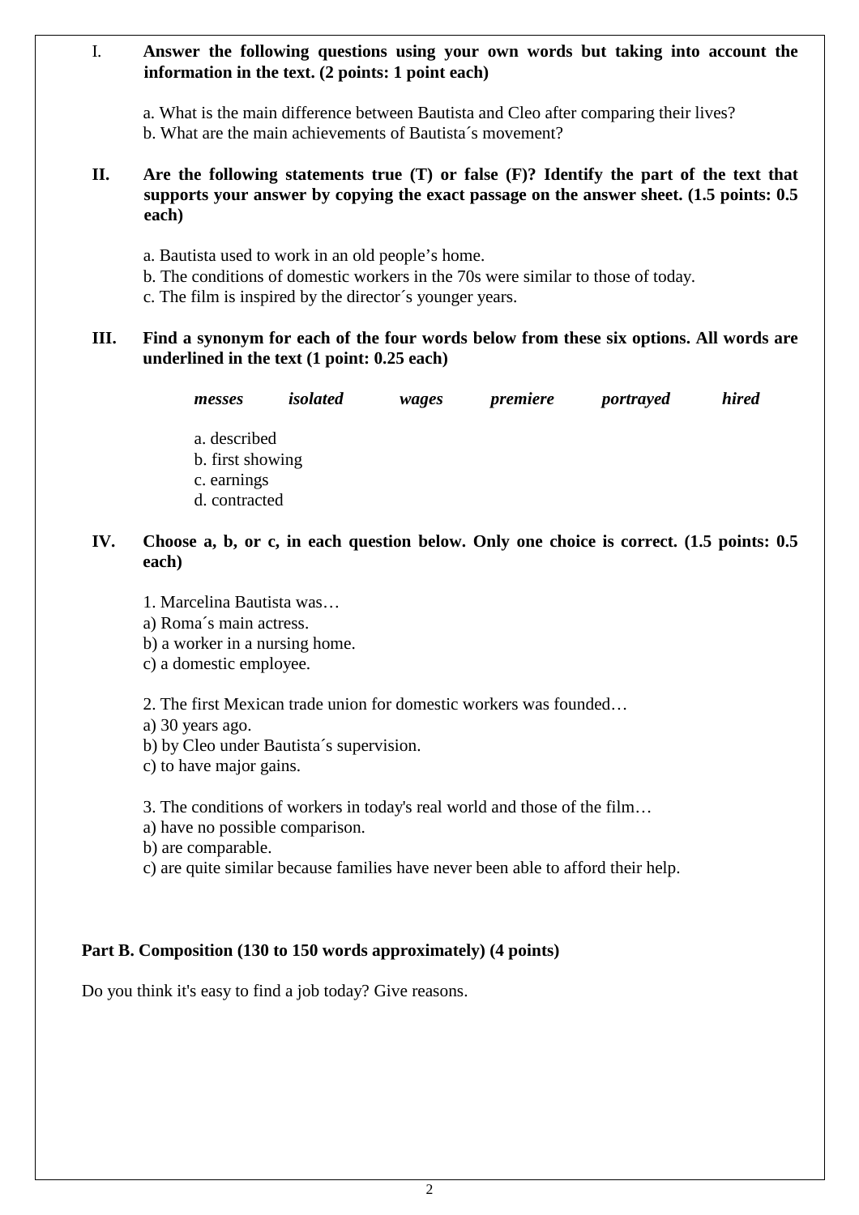I. **Answer the following questions using your own words but taking into account the information in the text. (2 points: 1 point each)**

a. What is the main difference between Bautista and Cleo after comparing their lives?
b. What are the main achievements of Bautista´s movement?

**II. Are the following statements true (T) or false (F)? Identify the part of the text that supports your answer by copying the exact passage on the answer sheet. (1.5 points: 0.5 each)**

a. Bautista used to work in an old people's home.
b. The conditions of domestic workers in the 70s were similar to those of today.
c. The film is inspired by the director´s younger years.

**III. Find a synonym for each of the four words below from these six options. All words are underlined in the text (1 point: 0.25 each)**

***messes*** ***isolated*** ***wages*** ***premiere*** ***portrayed*** ***hired***

a. described
b. first showing
c. earnings
d. contracted

**IV. Choose a, b, or c, in each question below. Only one choice is correct. (1.5 points: 0.5 each)**

1. Marcelina Bautista was…
a) Roma´s main actress.
b) a worker in a nursing home.
c) a domestic employee.

2. The first Mexican trade union for domestic workers was founded…
a) 30 years ago.
b) by Cleo under Bautista´s supervision.
c) to have major gains.

3. The conditions of workers in today's real world and those of the film…
a) have no possible comparison.
b) are comparable.
c) are quite similar because families have never been able to afford their help.

**Part B. Composition (130 to 150 words approximately) (4 points)**

Do you think it's easy to find a job today? Give reasons.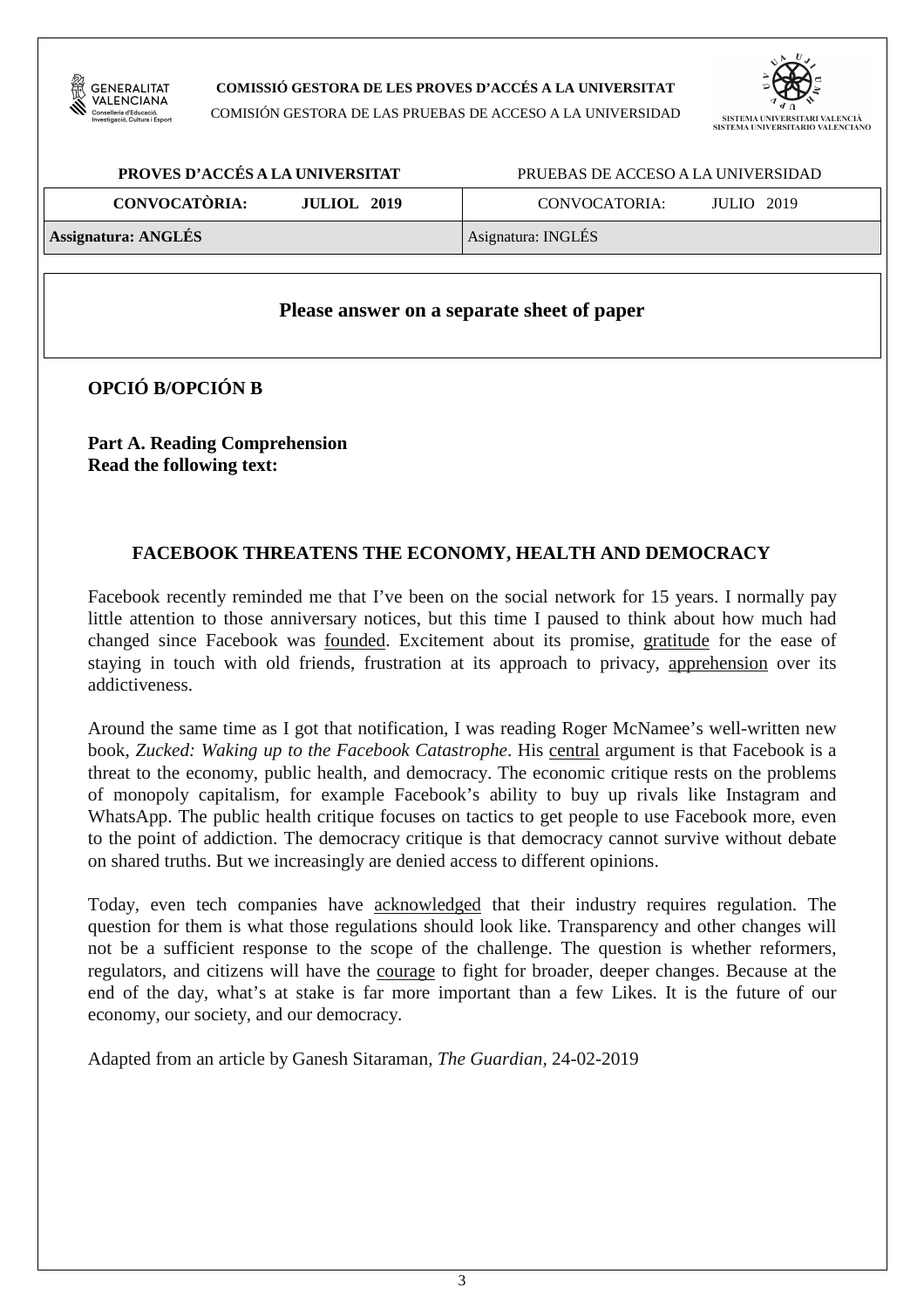**COMISSIÓ GESTORA DE LES PROVES D'ACCÉS A LA UNIVERSITAT**

COMISIÓN GESTORA DE LAS PRUEBAS DE ACCESO A LA UNIVERSIDAD

**SISTEMA UNIVERSITARI VALENCIÀ**
**SISTEMA UNIVERSITARIO VALENCIANO**

| **PROVES D'ACCÉS A LA UNIVERSITAT** | PRUEBAS DE ACCESO A LA UNIVERSIDAD |
|---|---|
| **CONVOCATÒRIA: JULIOL 2019** | CONVOCATORIA: JULIO 2019 |
| **Assignatura: ANGLÉS** | Asignatura: INGLÉS |

**Please answer on a separate sheet of paper**

**OPCIÓ B/OPCIÓN B**

**Part A. Reading Comprehension**
**Read the following text:**

## FACEBOOK THREATENS THE ECONOMY, HEALTH AND DEMOCRACY

Facebook recently reminded me that I've been on the social network for 15 years. I normally pay little attention to those anniversary notices, but this time I paused to think about how much had changed since Facebook was <u>founded</u>. Excitement about its promise, <u>gratitude</u> for the ease of staying in touch with old friends, frustration at its approach to privacy, <u>apprehension</u> over its addictiveness.

Around the same time as I got that notification, I was reading Roger McNamee's well-written new book, *Zucked: Waking up to the Facebook Catastrophe*. His <u>central</u> argument is that Facebook is a threat to the economy, public health, and democracy. The economic critique rests on the problems of monopoly capitalism, for example Facebook's ability to buy up rivals like Instagram and WhatsApp. The public health critique focuses on tactics to get people to use Facebook more, even to the point of addiction. The democracy critique is that democracy cannot survive without debate on shared truths. But we increasingly are denied access to different opinions.

Today, even tech companies have <u>acknowledged</u> that their industry requires regulation. The question for them is what those regulations should look like. Transparency and other changes will not be a sufficient response to the scope of the challenge. The question is whether reformers, regulators, and citizens will have the <u>courage</u> to fight for broader, deeper changes. Because at the end of the day, what's at stake is far more important than a few Likes. It is the future of our economy, our society, and our democracy.

Adapted from an article by Ganesh Sitaraman, *The Guardian*, 24-02-2019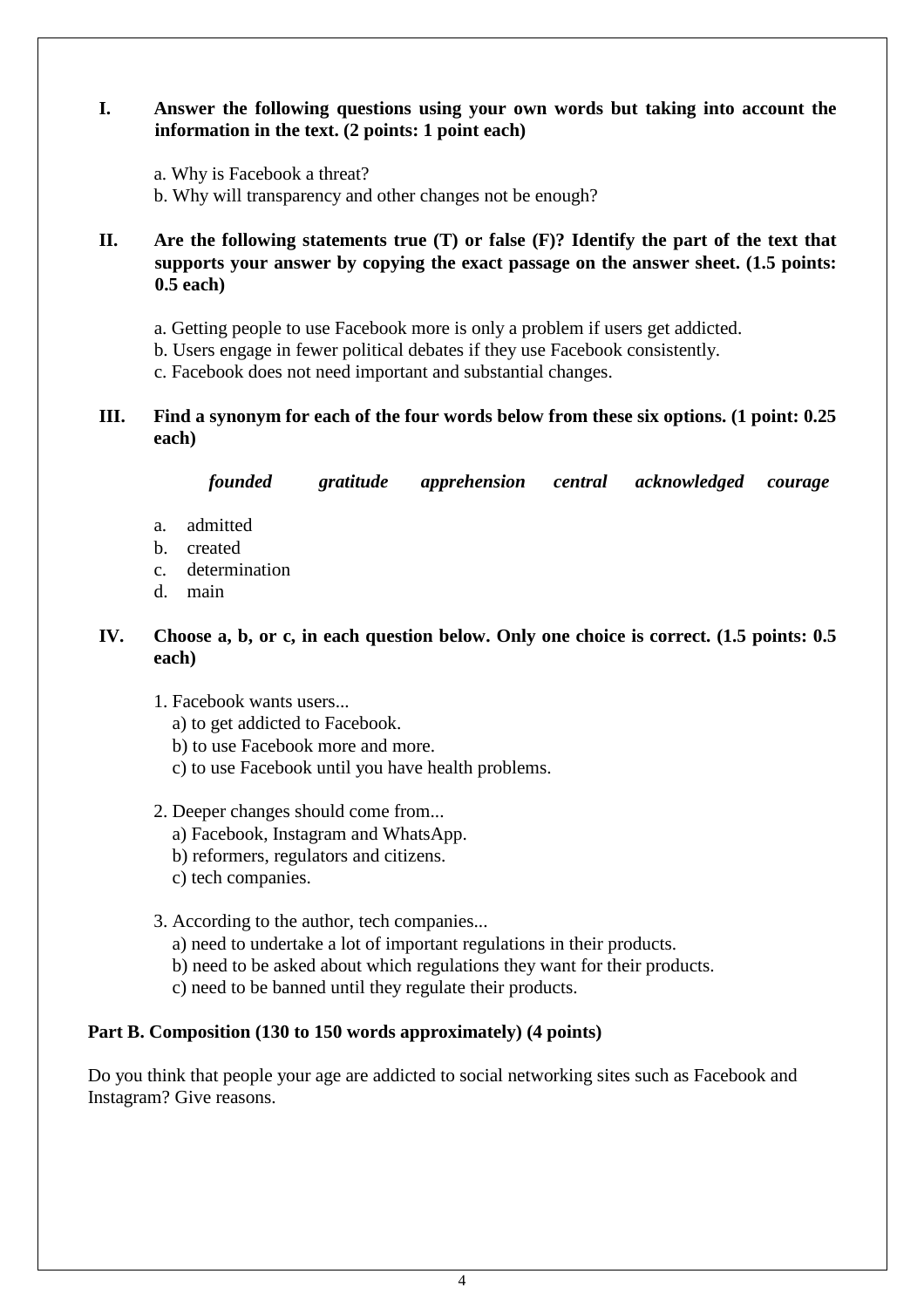**I. Answer the following questions using your own words but taking into account the information in the text. (2 points: 1 point each)**

a. Why is Facebook a threat?
b. Why will transparency and other changes not be enough?

**II. Are the following statements true (T) or false (F)? Identify the part of the text that supports your answer by copying the exact passage on the answer sheet. (1.5 points: 0.5 each)**

a. Getting people to use Facebook more is only a problem if users get addicted.
b. Users engage in fewer political debates if they use Facebook consistently.
c. Facebook does not need important and substantial changes.

**III. Find a synonym for each of the four words below from these six options. (1 point: 0.25 each)**

***founded*** ***gratitude*** ***apprehension*** ***central*** ***acknowledged*** ***courage***

a. admitted
b. created
c. determination
d. main

**IV. Choose a, b, or c, in each question below. Only one choice is correct. (1.5 points: 0.5 each)**

1. Facebook wants users...
   a) to get addicted to Facebook.
   b) to use Facebook more and more.
   c) to use Facebook until you have health problems.

2. Deeper changes should come from...
   a) Facebook, Instagram and WhatsApp.
   b) reformers, regulators and citizens.
   c) tech companies.

3. According to the author, tech companies...
   a) need to undertake a lot of important regulations in their products.
   b) need to be asked about which regulations they want for their products.
   c) need to be banned until they regulate their products.

**Part B. Composition (130 to 150 words approximately) (4 points)**

Do you think that people your age are addicted to social networking sites such as Facebook and Instagram? Give reasons.